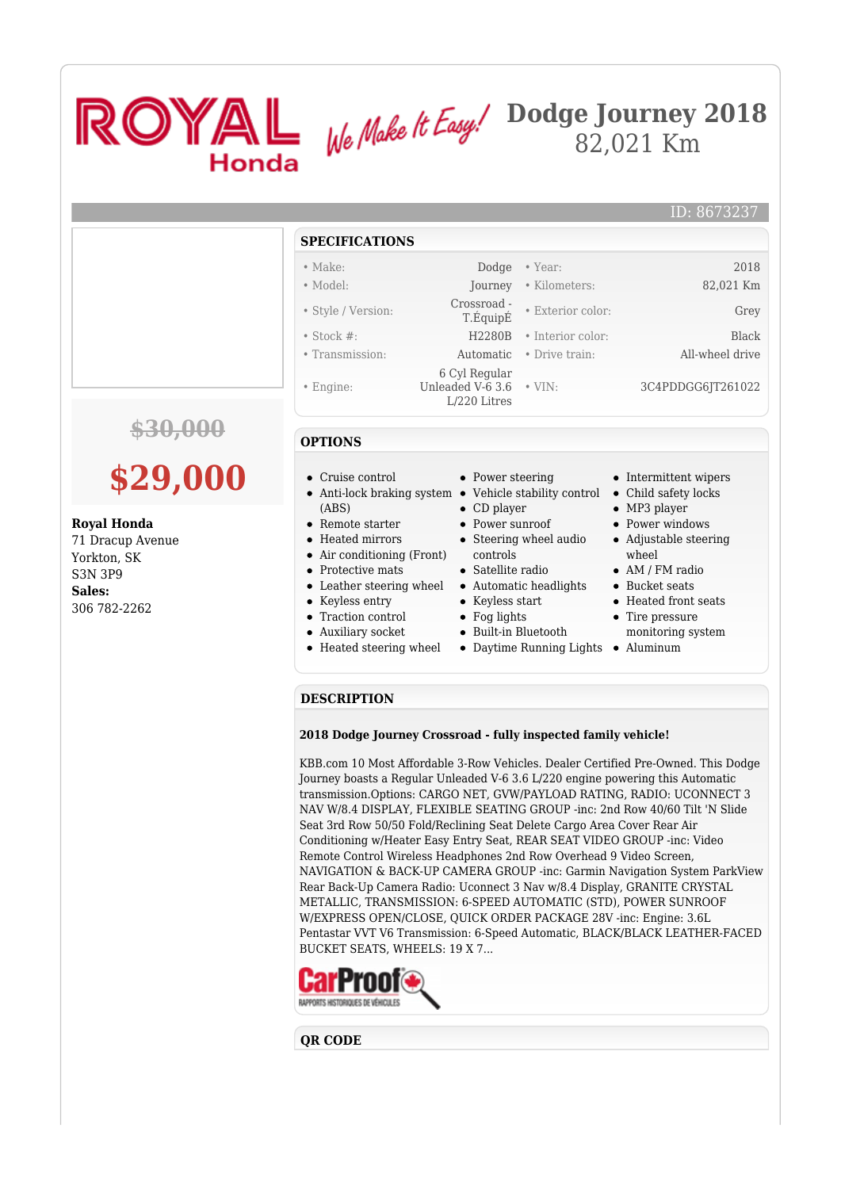# Dodge Journey 2018

82,021 Km

ID: 8673237

~~$30,000~~

**$29,000**

**Royal Honda**
71 Dracup Avenue
Yorkton, SK
S3N 3P9
**Sales:**
306 782-2262

## SPECIFICATIONS

| | | | |
|---|---|---|---|
| • Make: | Dodge | • Year: | 2018 |
| • Model: | Journey | • Kilometers: | 82,021 Km |
| • Style / Version: | Crossroad - T.ÉquipÉ | • Exterior color: | Grey |
| • Stock #: | H2280B | • Interior color: | Black |
| • Transmission: | Automatic | • Drive train: | All-wheel drive |
| • Engine: | 6 Cyl Regular Unleaded V-6 3.6 L/220 Litres | • VIN: | 3C4PDDGG6JT261022 |

## OPTIONS

- Cruise control
- Anti-lock braking system (ABS)
- Remote starter
- Heated mirrors
- Air conditioning (Front)
- Protective mats
- Leather steering wheel
- Keyless entry
- Traction control
- Auxiliary socket
- Heated steering wheel
- Power steering
- Vehicle stability control
- CD player
- Power sunroof
- Steering wheel audio controls
- Satellite radio
- Automatic headlights
- Keyless start
- Fog lights
- Built-in Bluetooth
- Daytime Running Lights
- Intermittent wipers
- Child safety locks
- MP3 player
- Power windows
- Adjustable steering wheel
- AM / FM radio
- Bucket seats
- Heated front seats
- Tire pressure monitoring system
- Aluminum

## DESCRIPTION

**2018 Dodge Journey Crossroad - fully inspected family vehicle!**

KBB.com 10 Most Affordable 3-Row Vehicles. Dealer Certified Pre-Owned. This Dodge Journey boasts a Regular Unleaded V-6 3.6 L/220 engine powering this Automatic transmission.Options: CARGO NET, GVW/PAYLOAD RATING, RADIO: UCONNECT 3 NAV W/8.4 DISPLAY, FLEXIBLE SEATING GROUP -inc: 2nd Row 40/60 Tilt 'N Slide Seat 3rd Row 50/50 Fold/Reclining Seat Delete Cargo Area Cover Rear Air Conditioning w/Heater Easy Entry Seat, REAR SEAT VIDEO GROUP -inc: Video Remote Control Wireless Headphones 2nd Row Overhead 9 Video Screen, NAVIGATION & BACK-UP CAMERA GROUP -inc: Garmin Navigation System ParkView Rear Back-Up Camera Radio: Uconnect 3 Nav w/8.4 Display, GRANITE CRYSTAL METALLIC, TRANSMISSION: 6-SPEED AUTOMATIC (STD), POWER SUNROOF W/EXPRESS OPEN/CLOSE, QUICK ORDER PACKAGE 28V -inc: Engine: 3.6L Pentastar VVT V6 Transmission: 6-Speed Automatic, BLACK/BLACK LEATHER-FACED BUCKET SEATS, WHEELS: 19 X 7...

## QR CODE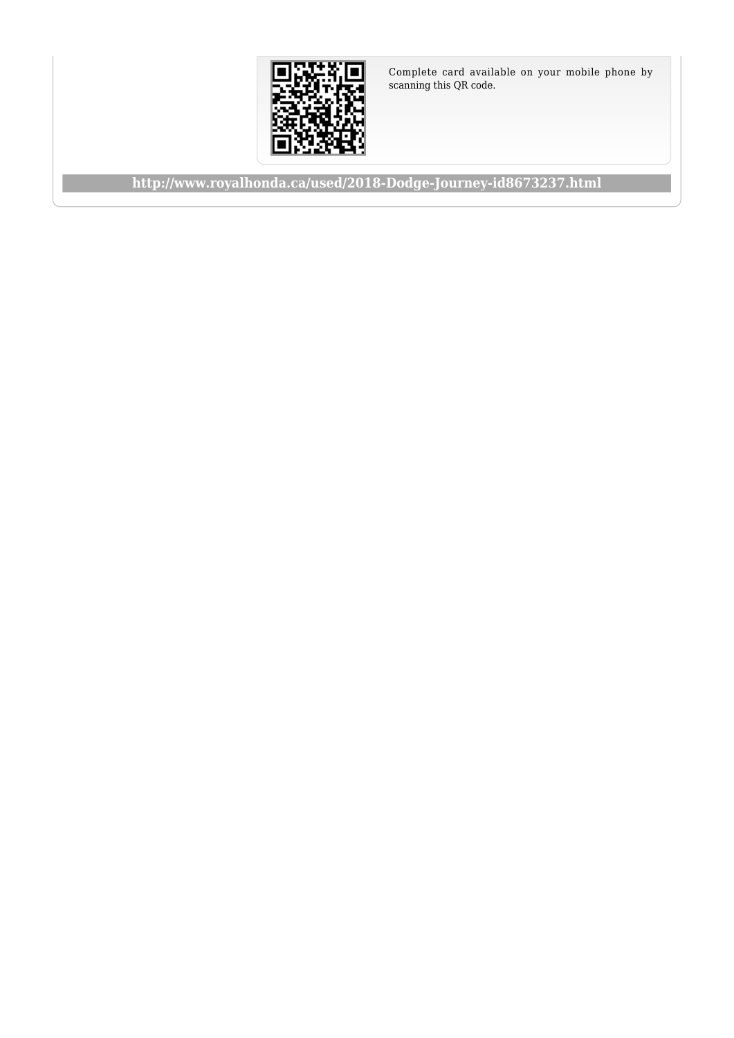Complete card available on your mobile phone by scanning this QR code.

**http://www.royalhonda.ca/used/2018-Dodge-Journey-id8673237.html**